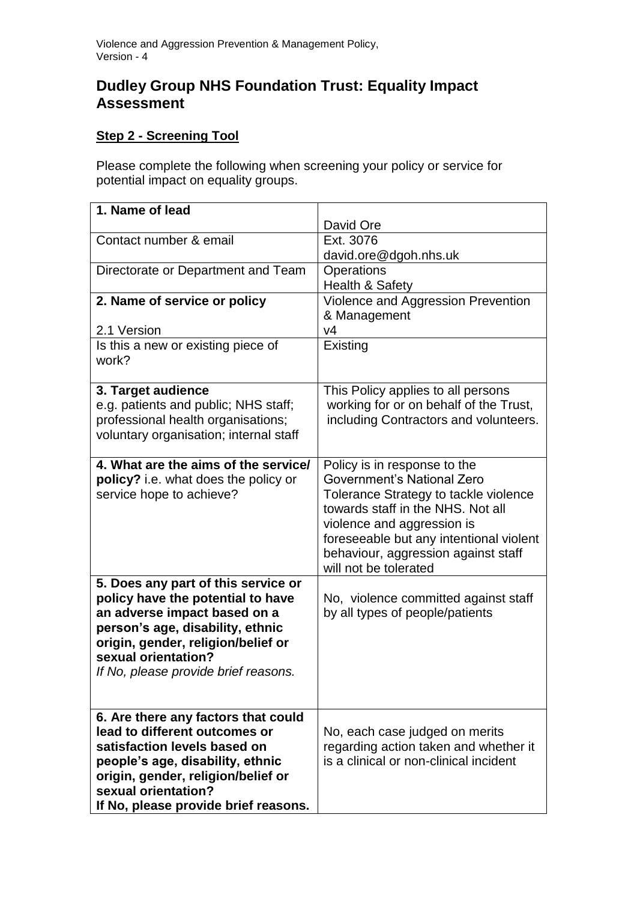# Dudley Group NHS Foundation Trust: Equality Impact Assessment

## Step 2 - Screening Tool

Please complete the following when screening your policy or service for potential impact on equality groups.

| **1. Name of lead** | David Ore |
|---|---|
| Contact number & email | Ext. 3076<br>david.ore@dgoh.nhs.uk |
| Directorate or Department and Team | Operations<br>Health & Safety |
| **2. Name of service or policy**<br><br>2.1 Version | Violence and Aggression Prevention & Management<br>v4 |
| Is this a new or existing piece of work? | Existing |
| **3. Target audience**<br>e.g. patients and public; NHS staff; professional health organisations; voluntary organisation; internal staff | This Policy applies to all persons working for or on behalf of the Trust, including Contractors and volunteers. |
| **4. What are the aims of the service/ policy?** i.e. what does the policy or service hope to achieve? | Policy is in response to the Government's National Zero Tolerance Strategy to tackle violence towards staff in the NHS. Not all violence and aggression is foreseeable but any intentional violent behaviour, aggression against staff will not be tolerated |
| **5. Does any part of this service or policy have the potential to have an adverse impact based on a person's age, disability, ethnic origin, gender, religion/belief or sexual orientation?**<br>*If No, please provide brief reasons.* | No, violence committed against staff by all types of people/patients |
| **6. Are there any factors that could lead to different outcomes or satisfaction levels based on people's age, disability, ethnic origin, gender, religion/belief or sexual orientation?**<br>**If No, please provide brief reasons.** | No, each case judged on merits regarding action taken and whether it is a clinical or non-clinical incident |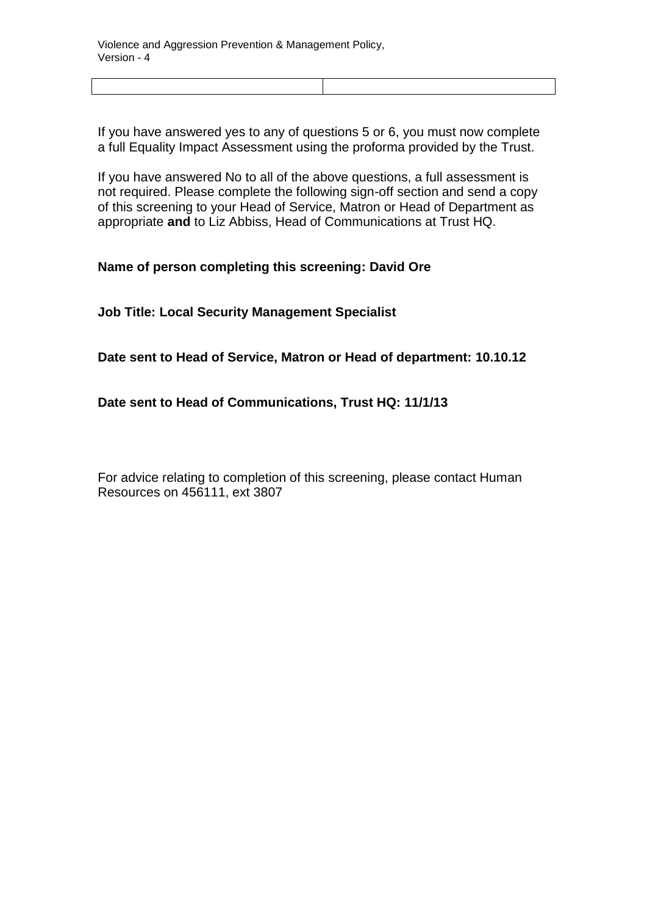| | |
|---|---|
| | |

If you have answered yes to any of questions 5 or 6, you must now complete a full Equality Impact Assessment using the proforma provided by the Trust.

If you have answered No to all of the above questions, a full assessment is not required. Please complete the following sign-off section and send a copy of this screening to your Head of Service, Matron or Head of Department as appropriate **and** to Liz Abbiss, Head of Communications at Trust HQ.

**Name of person completing this screening: David Ore**

**Job Title: Local Security Management Specialist**

**Date sent to Head of Service, Matron or Head of department: 10.10.12**

**Date sent to Head of Communications, Trust HQ: 11/1/13**

For advice relating to completion of this screening, please contact Human Resources on 456111, ext 3807